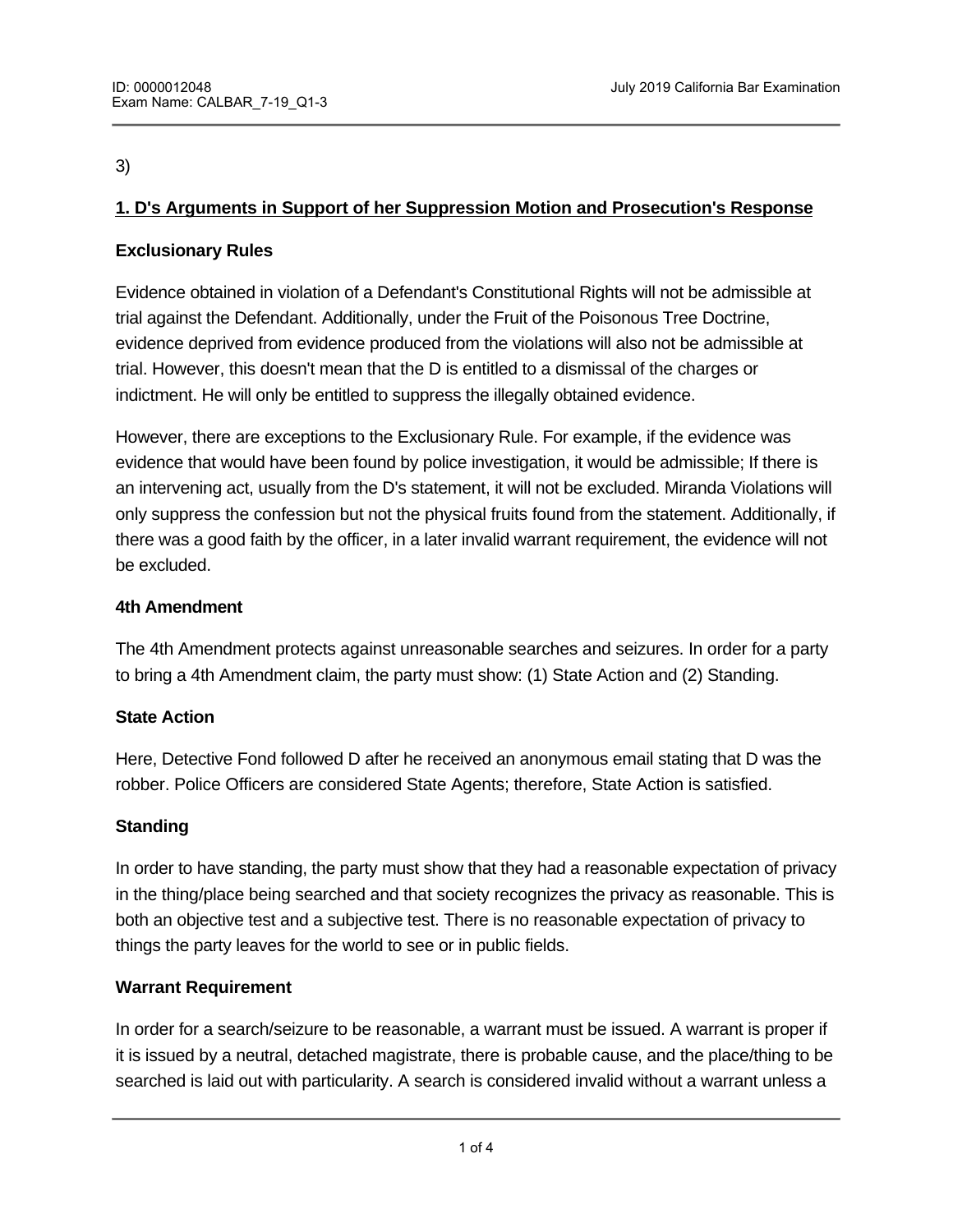3)

## 1. D's Arguments in Support of her Suppression Motion and Prosecution's Response

### Exclusionary Rules

Evidence obtained in violation of a Defendant's Constitutional Rights will not be admissible at trial against the Defendant. Additionally, under the Fruit of the Poisonous Tree Doctrine, evidence deprived from evidence produced from the violations will also not be admissible at trial. However, this doesn't mean that the D is entitled to a dismissal of the charges or indictment. He will only be entitled to suppress the illegally obtained evidence.

However, there are exceptions to the Exclusionary Rule. For example, if the evidence was evidence that would have been found by police investigation, it would be admissible; If there is an intervening act, usually from the D's statement, it will not be excluded. Miranda Violations will only suppress the confession but not the physical fruits found from the statement. Additionally, if there was a good faith by the officer, in a later invalid warrant requirement, the evidence will not be excluded.

### 4th Amendment

The 4th Amendment protects against unreasonable searches and seizures. In order for a party to bring a 4th Amendment claim, the party must show: (1) State Action and (2) Standing.

### State Action

Here, Detective Fond followed D after he received an anonymous email stating that D was the robber. Police Officers are considered State Agents; therefore, State Action is satisfied.

### Standing

In order to have standing, the party must show that they had a reasonable expectation of privacy in the thing/place being searched and that society recognizes the privacy as reasonable. This is both an objective test and a subjective test. There is no reasonable expectation of privacy to things the party leaves for the world to see or in public fields.

### Warrant Requirement

In order for a search/seizure to be reasonable, a warrant must be issued. A warrant is proper if it is issued by a neutral, detached magistrate, there is probable cause, and the place/thing to be searched is laid out with particularity. A search is considered invalid without a warrant unless a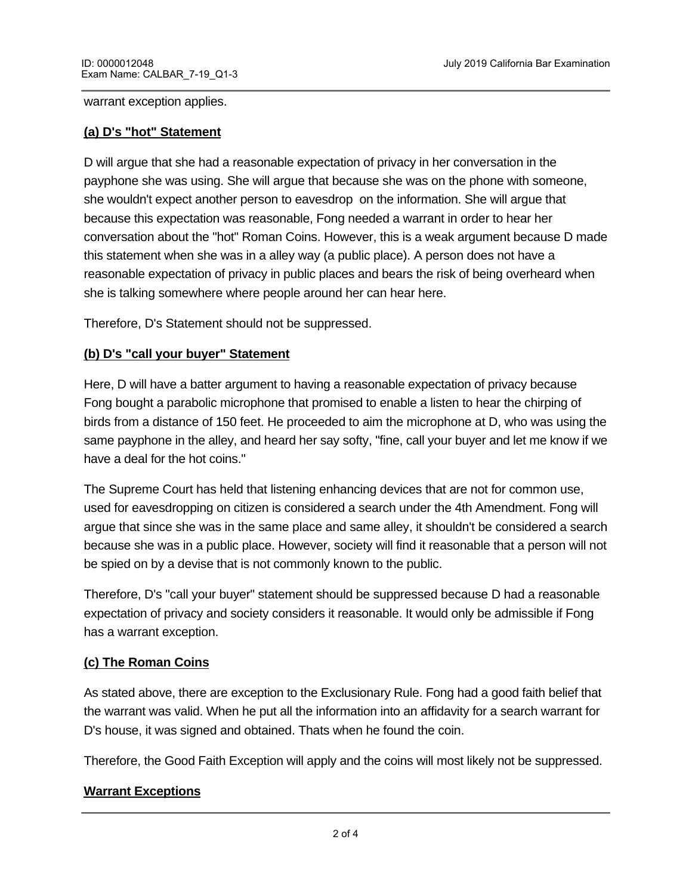warrant exception applies.

**(a) D's "hot" Statement**

D will argue that she had a reasonable expectation of privacy in her conversation in the payphone she was using. She will argue that because she was on the phone with someone, she wouldn't expect another person to eavesdrop on the information. She will argue that because this expectation was reasonable, Fong needed a warrant in order to hear her conversation about the "hot" Roman Coins. However, this is a weak argument because D made this statement when she was in a alley way (a public place). A person does not have a reasonable expectation of privacy in public places and bears the risk of being overheard when she is talking somewhere where people around her can hear here.

Therefore, D's Statement should not be suppressed.

**(b) D's "call your buyer" Statement**

Here, D will have a batter argument to having a reasonable expectation of privacy because Fong bought a parabolic microphone that promised to enable a listen to hear the chirping of birds from a distance of 150 feet. He proceeded to aim the microphone at D, who was using the same payphone in the alley, and heard her say softy, "fine, call your buyer and let me know if we have a deal for the hot coins."

The Supreme Court has held that listening enhancing devices that are not for common use, used for eavesdropping on citizen is considered a search under the 4th Amendment. Fong will argue that since she was in the same place and same alley, it shouldn't be considered a search because she was in a public place. However, society will find it reasonable that a person will not be spied on by a devise that is not commonly known to the public.

Therefore, D's "call your buyer" statement should be suppressed because D had a reasonable expectation of privacy and society considers it reasonable. It would only be admissible if Fong has a warrant exception.

**(c) The Roman Coins**

As stated above, there are exception to the Exclusionary Rule. Fong had a good faith belief that the warrant was valid. When he put all the information into an affidavity for a search warrant for D's house, it was signed and obtained. Thats when he found the coin.

Therefore, the Good Faith Exception will apply and the coins will most likely not be suppressed.

**Warrant Exceptions**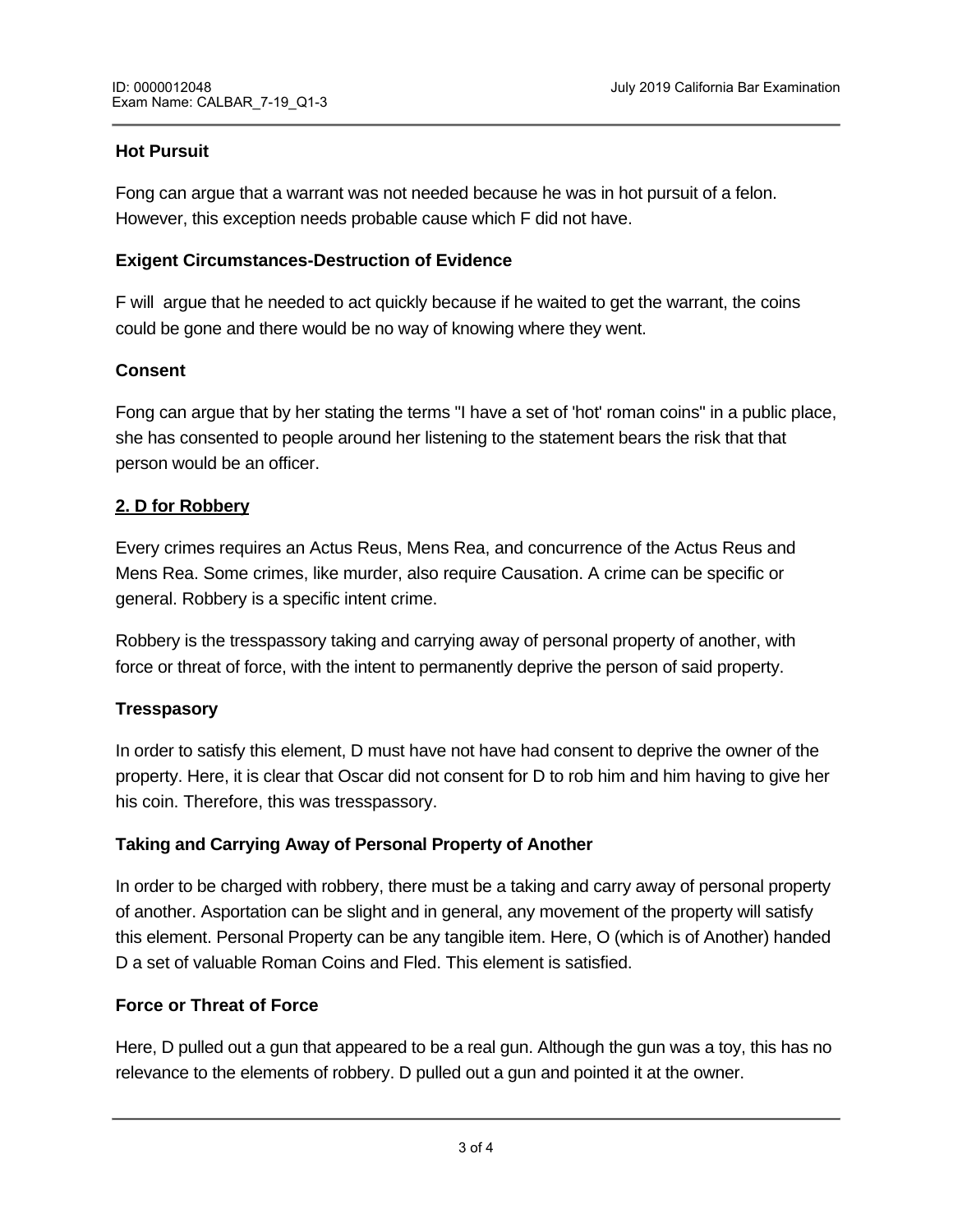**Hot Pursuit**

Fong can argue that a warrant was not needed because he was in hot pursuit of a felon. However, this exception needs probable cause which F did not have.

**Exigent Circumstances-Destruction of Evidence**

F will  argue that he needed to act quickly because if he waited to get the warrant, the coins could be gone and there would be no way of knowing where they went.

**Consent**

Fong can argue that by her stating the terms "I have a set of 'hot' roman coins" in a public place, she has consented to people around her listening to the statement bears the risk that that person would be an officer.

**2. D for Robbery**

Every crimes requires an Actus Reus, Mens Rea, and concurrence of the Actus Reus and Mens Rea. Some crimes, like murder, also require Causation. A crime can be specific or general. Robbery is a specific intent crime.

Robbery is the tresspassory taking and carrying away of personal property of another, with force or threat of force, with the intent to permanently deprive the person of said property.

**Tresspasory**

In order to satisfy this element, D must have not have had consent to deprive the owner of the property. Here, it is clear that Oscar did not consent for D to rob him and him having to give her his coin. Therefore, this was tresspassory.

**Taking and Carrying Away of Personal Property of Another**

In order to be charged with robbery, there must be a taking and carry away of personal property of another. Asportation can be slight and in general, any movement of the property will satisfy this element. Personal Property can be any tangible item. Here, O (which is of Another) handed D a set of valuable Roman Coins and Fled. This element is satisfied.

**Force or Threat of Force**

Here, D pulled out a gun that appeared to be a real gun. Although the gun was a toy, this has no relevance to the elements of robbery. D pulled out a gun and pointed it at the owner.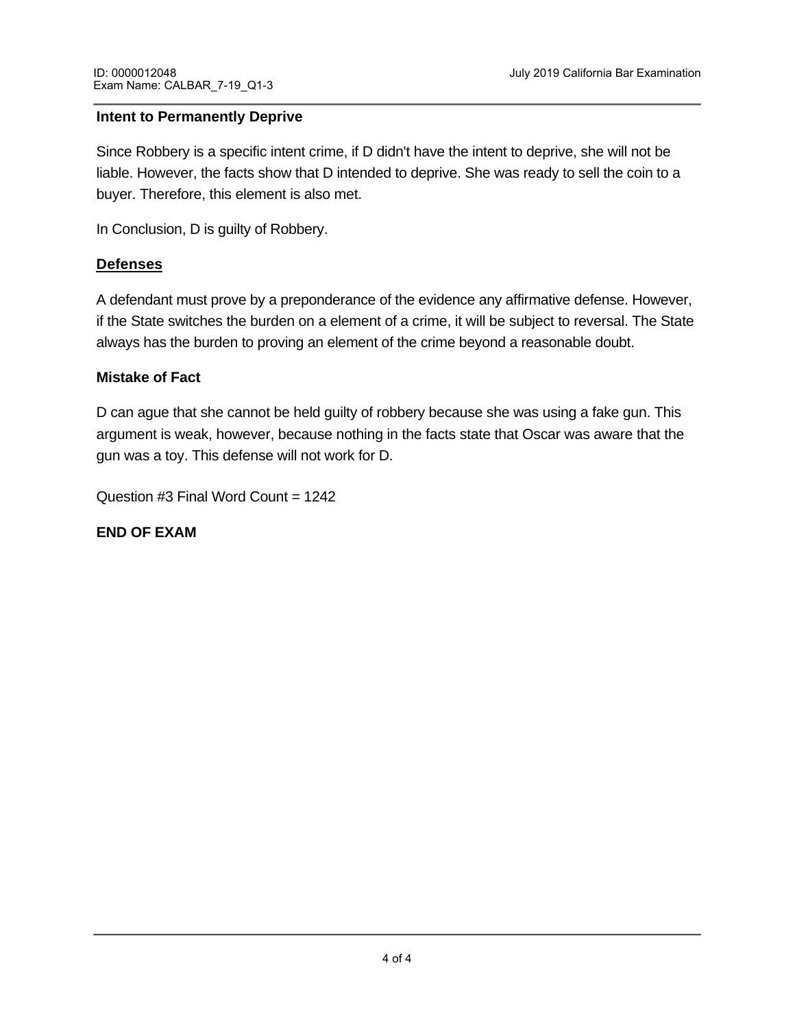**Intent to Permanently Deprive**

Since Robbery is a specific intent crime, if D didn't have the intent to deprive, she will not be liable. However, the facts show that D intended to deprive. She was ready to sell the coin to a buyer. Therefore, this element is also met.

In Conclusion, D is guilty of Robbery.

**Defenses**

A defendant must prove by a preponderance of the evidence any affirmative defense. However, if the State switches the burden on a element of a crime, it will be subject to reversal. The State always has the burden to proving an element of the crime beyond a reasonable doubt.

**Mistake of Fact**

D can ague that she cannot be held guilty of robbery because she was using a fake gun. This argument is weak, however, because nothing in the facts state that Oscar was aware that the gun was a toy. This defense will not work for D.

Question #3 Final Word Count = 1242

**END OF EXAM**